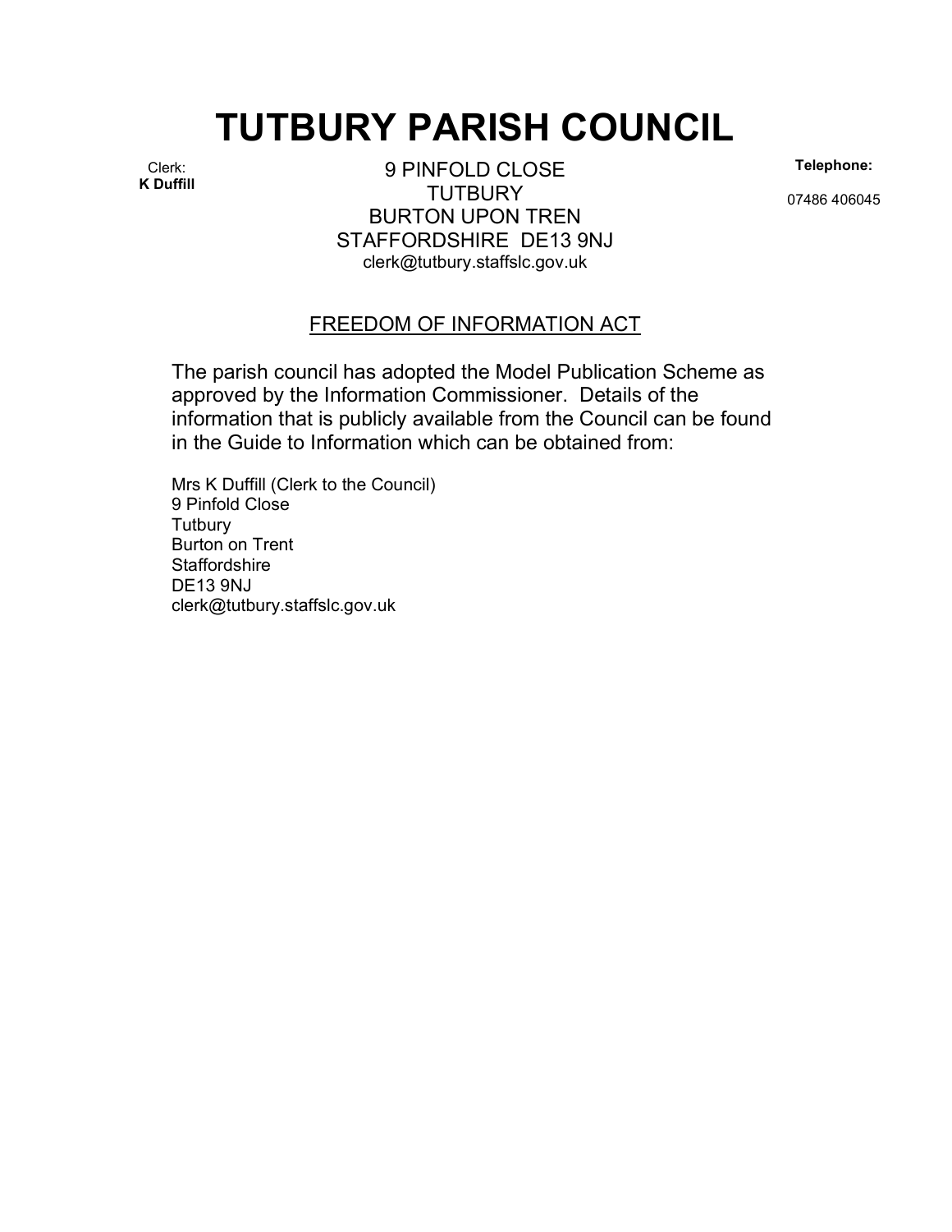# TUTBURY PARISH COUNCIL

Clerk:
**K Duffill**

9 PINFOLD CLOSE
TUTBURY
BURTON UPON TREN
STAFFORDSHIRE DE13 9NJ
clerk@tutbury.staffslc.gov.uk

**Telephone:**

07486 406045

## FREEDOM OF INFORMATION ACT

The parish council has adopted the Model Publication Scheme as approved by the Information Commissioner. Details of the information that is publicly available from the Council can be found in the Guide to Information which can be obtained from:

Mrs K Duffill (Clerk to the Council)
9 Pinfold Close
Tutbury
Burton on Trent
Staffordshire
DE13 9NJ
clerk@tutbury.staffslc.gov.uk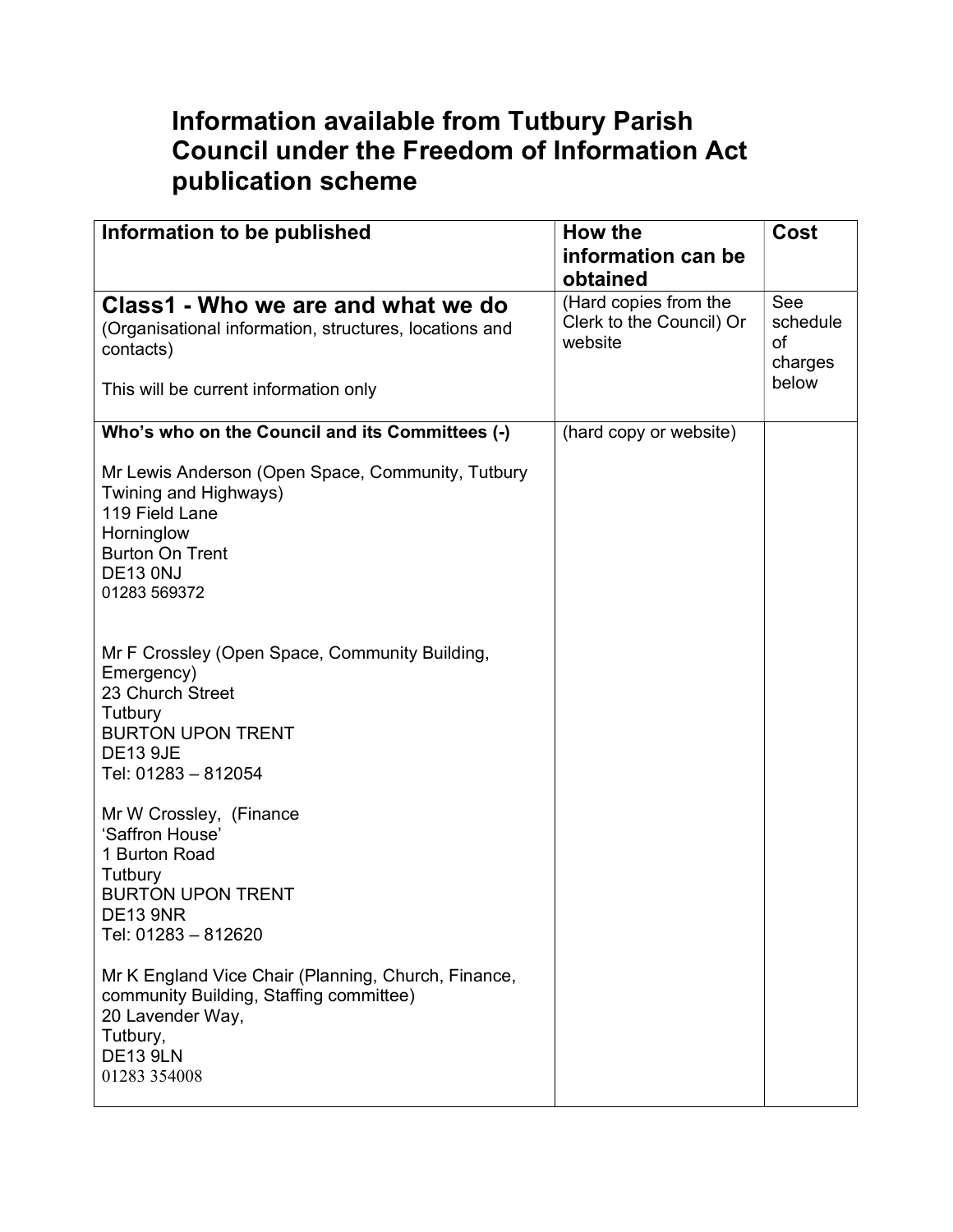# Information available from Tutbury Parish Council under the Freedom of Information Act publication scheme

| Information to be published | How the information can be obtained | Cost |
|---|---|---|
| **Class1 - Who we are and what we do**<br>(Organisational information, structures, locations and contacts)<br><br>This will be current information only | (Hard copies from the Clerk to the Council) Or website | See schedule of charges below |
| **Who's who on the Council and its Committees (-)**<br><br>Mr Lewis Anderson (Open Space, Community, Tutbury Twining and Highways)<br>119 Field Lane<br>Horninglow<br>Burton On Trent<br>DE13 0NJ<br>01283 569372<br><br>Mr F Crossley (Open Space, Community Building, Emergency)<br>23 Church Street<br>Tutbury<br>BURTON UPON TRENT<br>DE13 9JE<br>Tel: 01283 – 812054<br><br>Mr W Crossley, (Finance<br>'Saffron House'<br>1 Burton Road<br>Tutbury<br>BURTON UPON TRENT<br>DE13 9NR<br>Tel: 01283 – 812620<br><br>Mr K England Vice Chair (Planning, Church, Finance, community Building, Staffing committee)<br>20 Lavender Way,<br>Tutbury,<br>DE13 9LN<br>01283 354008 | (hard copy or website) | |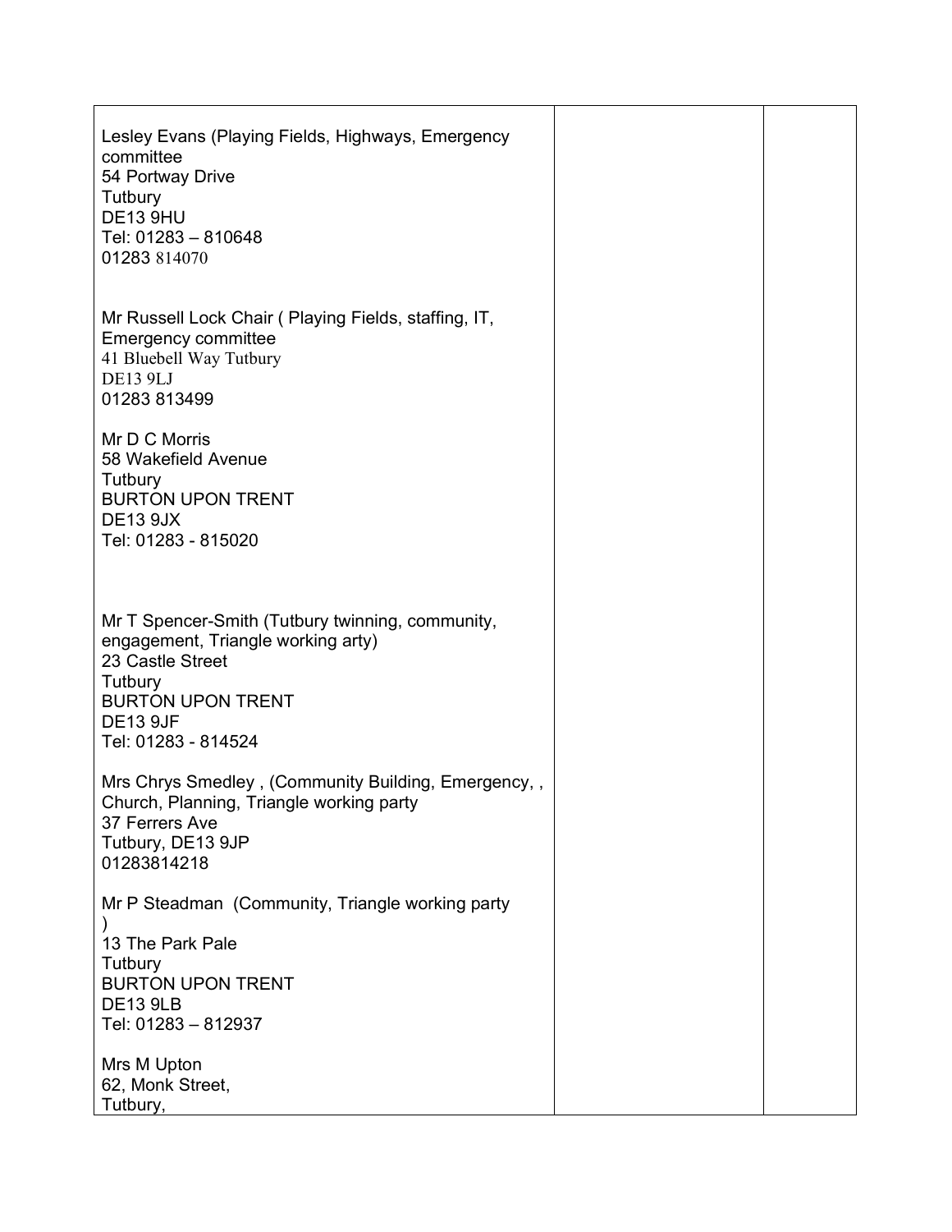| | | |
|---|---|---|
| Lesley Evans (Playing Fields, Highways, Emergency committee<br>54 Portway Drive<br>Tutbury<br>DE13 9HU<br>Tel: 01283 – 810648<br>01283 814070<br><br>Mr Russell Lock Chair ( Playing Fields, staffing, IT, Emergency committee<br>41 Bluebell Way Tutbury<br>DE13 9LJ<br>01283 813499<br><br>Mr D C Morris<br>58 Wakefield Avenue<br>Tutbury<br>BURTON UPON TRENT<br>DE13 9JX<br>Tel: 01283 - 815020<br><br>Mr T Spencer-Smith (Tutbury twinning, community, engagement, Triangle working arty)<br>23 Castle Street<br>Tutbury<br>BURTON UPON TRENT<br>DE13 9JF<br>Tel: 01283 - 814524<br><br>Mrs Chrys Smedley , (Community Building, Emergency, , Church, Planning, Triangle working party<br>37 Ferrers Ave<br>Tutbury, DE13 9JP<br>01283814218<br><br>Mr P Steadman (Community, Triangle working party )<br>13 The Park Pale<br>Tutbury<br>BURTON UPON TRENT<br>DE13 9LB<br>Tel: 01283 – 812937<br><br>Mrs M Upton<br>62, Monk Street,<br>Tutbury, | | |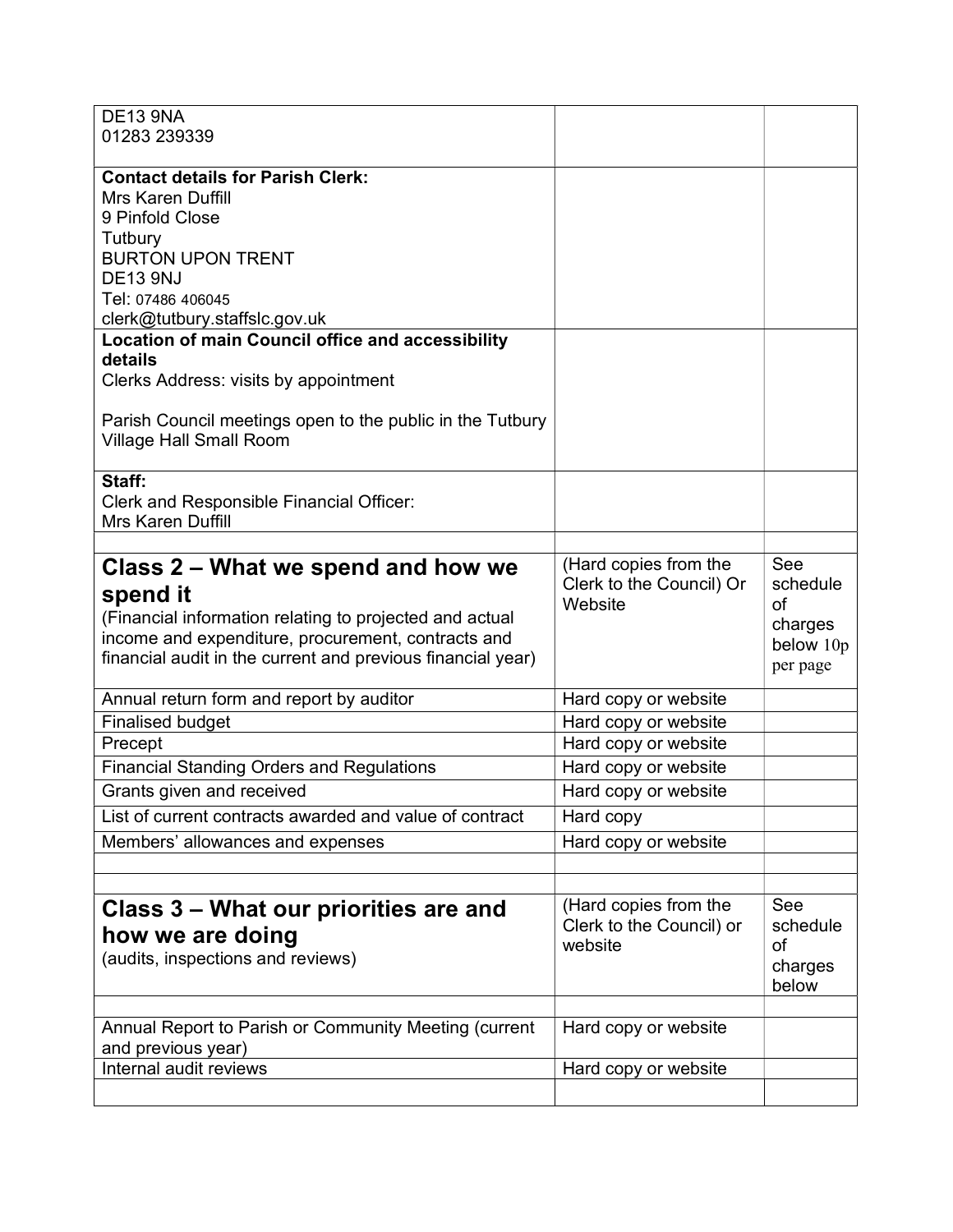| | | |
|---|---|---|
| DE13 9NA<br>01283 239339 | | |
| **Contact details for Parish Clerk:**<br>Mrs Karen Duffill<br>9 Pinfold Close<br>Tutbury<br>BURTON UPON TRENT<br>DE13 9NJ<br>Tel: 07486 406045<br>clerk@tutbury.staffslc.gov.uk | | |
| **Location of main Council office and accessibility details**<br>Clerks Address: visits by appointment<br><br>Parish Council meetings open to the public in the Tutbury Village Hall Small Room | | |
| **Staff:**<br>Clerk and Responsible Financial Officer:<br>Mrs Karen Duffill | | |
| | | |
| **Class 2 – What we spend and how we spend it**<br>(Financial information relating to projected and actual income and expenditure, procurement, contracts and financial audit in the current and previous financial year) | (Hard copies from the Clerk to the Council) Or Website | See schedule of charges below 10p per page |
| Annual return form and report by auditor | Hard copy or website | |
| Finalised budget | Hard copy or website | |
| Precept | Hard copy or website | |
| Financial Standing Orders and Regulations | Hard copy or website | |
| Grants given and received | Hard copy or website | |
| List of current contracts awarded and value of contract | Hard copy | |
| Members' allowances and expenses | Hard copy or website | |
| | | |
| | | |
| **Class 3 – What our priorities are and how we are doing**<br>(audits, inspections and reviews) | (Hard copies from the Clerk to the Council) or website | See schedule of charges below |
| | | |
| Annual Report to Parish or Community Meeting (current and previous year) | Hard copy or website | |
| Internal audit reviews | Hard copy or website | |
| | | |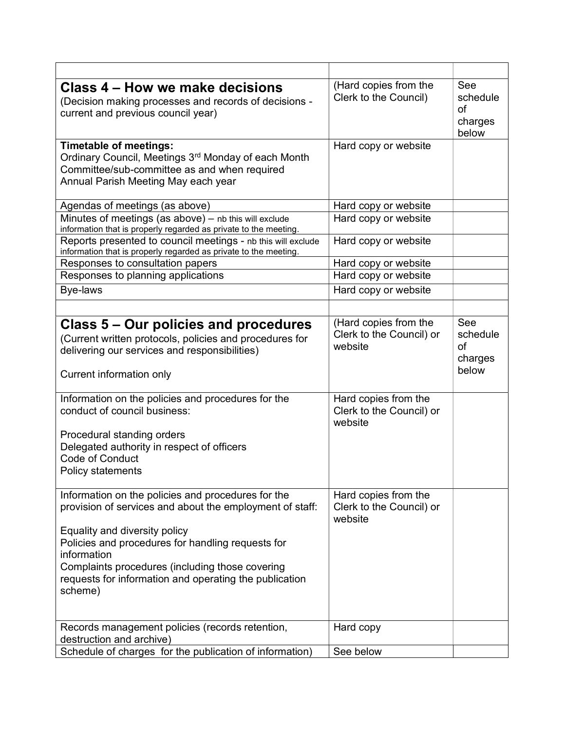| | | |
|---|---|---|
| **Class 4 – How we make decisions**<br>(Decision making processes and records of decisions - current and previous council year) | (Hard copies from the Clerk to the Council) | See schedule of charges below |
| **Timetable of meetings:**<br>Ordinary Council, Meetings 3rd Monday of each Month<br>Committee/sub-committee as and when required<br>Annual Parish Meeting May each year | Hard copy or website | |
| Agendas of meetings (as above) | Hard copy or website | |
| Minutes of meetings (as above) – nb this will exclude information that is properly regarded as private to the meeting. | Hard copy or website | |
| Reports presented to council meetings - nb this will exclude information that is properly regarded as private to the meeting. | Hard copy or website | |
| Responses to consultation papers | Hard copy or website | |
| Responses to planning applications | Hard copy or website | |
| Bye-laws | Hard copy or website | |
| | | |
| **Class 5 – Our policies and procedures**<br>(Current written protocols, policies and procedures for delivering our services and responsibilities)<br><br>Current information only | (Hard copies from the Clerk to the Council) or website | See schedule of charges below |
| Information on the policies and procedures for the conduct of council business:<br><br>Procedural standing orders<br>Delegated authority in respect of officers<br>Code of Conduct<br>Policy statements | Hard copies from the Clerk to the Council) or website | |
| Information on the policies and procedures for the provision of services and about the employment of staff:<br><br>Equality and diversity policy<br>Policies and procedures for handling requests for information<br>Complaints procedures (including those covering requests for information and operating the publication scheme) | Hard copies from the Clerk to the Council) or website | |
| Records management policies (records retention, destruction and archive) | Hard copy | |
| Schedule of charges for the publication of information) | See below | |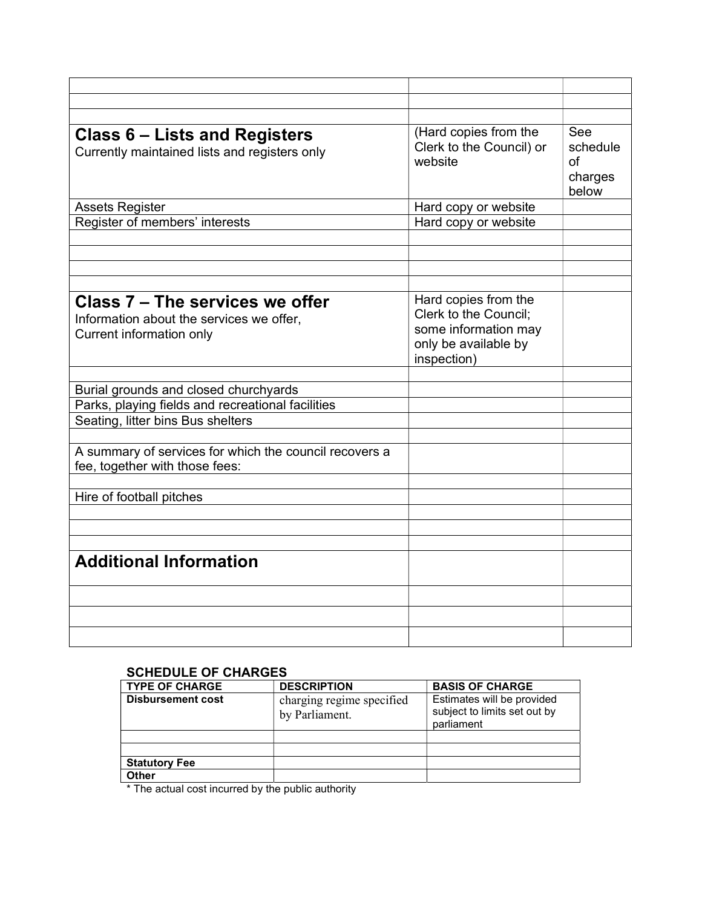| | | |
|---|---|---|
| | | |
| | | |
| | | |
| **Class 6 – Lists and Registers**<br>Currently maintained lists and registers only | (Hard copies from the Clerk to the Council) or website | See schedule of charges below |
| Assets Register | Hard copy or website | |
| Register of members' interests | Hard copy or website | |
| | | |
| | | |
| | | |
| | | |
| **Class 7 – The services we offer**<br>Information about the services we offer,<br>Current information only | Hard copies from the Clerk to the Council; some information may only be available by inspection) | |
| | | |
| Burial grounds and closed churchyards | | |
| Parks, playing fields and recreational facilities | | |
| Seating, litter bins Bus shelters | | |
| | | |
| A summary of services for which the council recovers a fee, together with those fees: | | |
| | | |
| Hire of football pitches | | |
| | | |
| | | |
| | | |
| **Additional Information** | | |
| | | |
| | | |
| | | |

**SCHEDULE OF CHARGES**

| TYPE OF CHARGE | DESCRIPTION | BASIS OF CHARGE |
|---|---|---|
| **Disbursement cost** | charging regime specified by Parliament. | Estimates will be provided subject to limits set out by parliament |
| | | |
| | | |
| **Statutory Fee** | | |
| **Other** | | |

* The actual cost incurred by the public authority